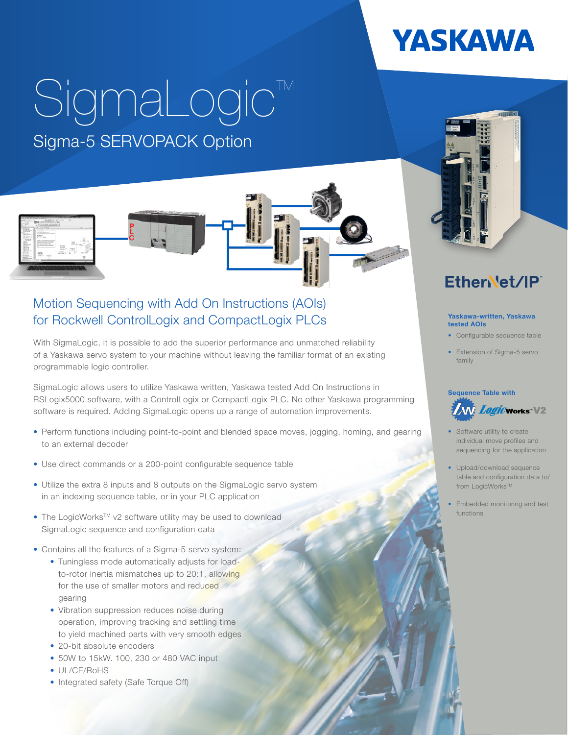YASKAWA

# SigmaLogic™

## Sigma-5 SERVOPACK Option

## Motion Sequencing with Add On Instructions (AOIs) for Rockwell ControlLogix and CompactLogix PLCs

With SigmaLogic, it is possible to add the superior performance and unmatched reliability of a Yaskawa servo system to your machine without leaving the familiar format of an existing programmable logic controller.

SigmaLogic allows users to utilize Yaskawa written, Yaskawa tested Add On Instructions in RSLogix5000 software, with a ControlLogix or CompactLogix PLC. No other Yaskawa programming software is required. Adding SigmaLogic opens up a range of automation improvements.

- Perform functions including point-to-point and blended space moves, jogging, homing, and gearing to an external decoder
- Use direct commands or a 200-point configurable sequence table
- Utilize the extra 8 inputs and 8 outputs on the SigmaLogic servo system in an indexing sequence table, or in your PLC application
- The LogicWorks™ v2 software utility may be used to download SigmaLogic sequence and configuration data
- Contains all the features of a Sigma-5 servo system:
  - Tuningless mode automatically adjusts for load-to-rotor inertia mismatches up to 20:1, allowing for the use of smaller motors and reduced gearing
  - Vibration suppression reduces noise during operation, improving tracking and settling time to yield machined parts with very smooth edges
  - 20-bit absolute encoders
  - 50W to 15kW. 100, 230 or 480 VAC input
  - UL/CE/RoHS
  - Integrated safety (Safe Torque Off)

EtherNet/IP™

**Yaskawa-written, Yaskawa tested AOIs**

- Configurable sequence table
- Extension of Sigma-5 servo family

**Sequence Table with**

LogicWorks™ V2

- Software utility to create individual move profiles and sequencing for the application
- Upload/download sequence table and configuration data to/from LogicWorks™
- Embedded monitoring and test functions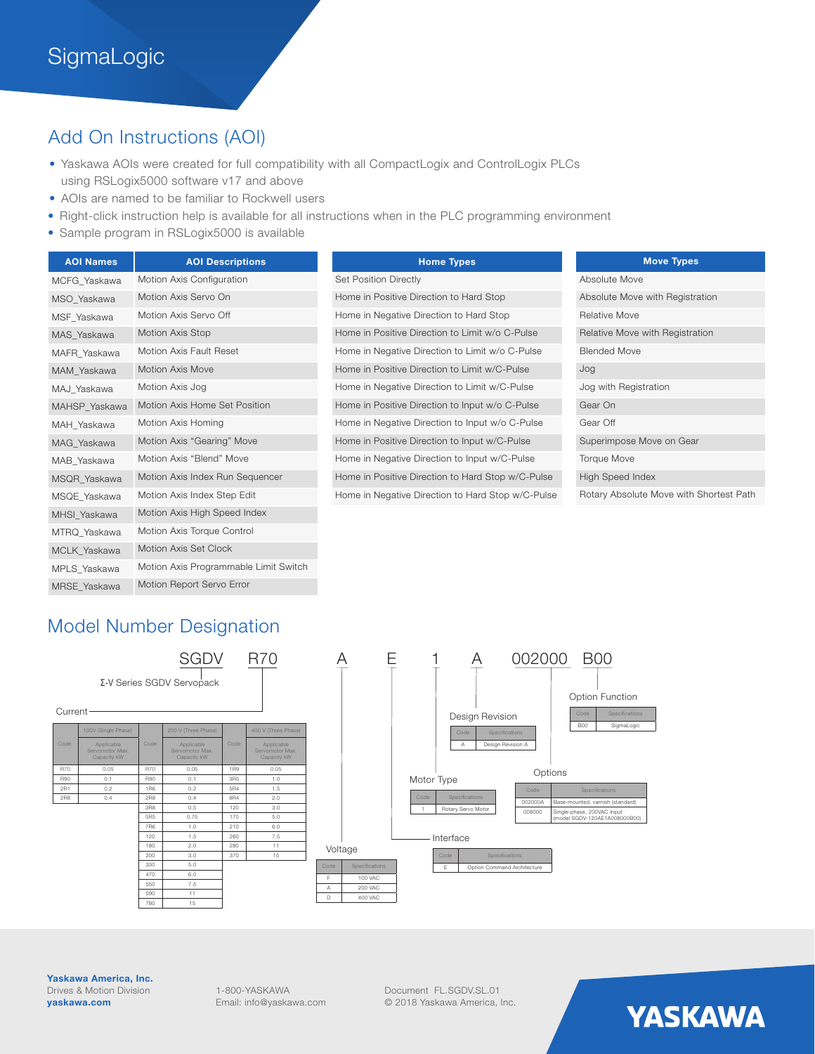# SigmaLogic

## Add On Instructions (AOI)

- Yaskawa AOIs were created for full compatibility with all CompactLogix and ControlLogix PLCs using RSLogix5000 software v17 and above
- AOIs are named to be familiar to Rockwell users
- Right-click instruction help is available for all instructions when in the PLC programming environment
- Sample program in RSLogix5000 is available

| AOI Names | AOI Descriptions |
|---|---|
| MCFG_Yaskawa | Motion Axis Configuration |
| MSO_Yaskawa | Motion Axis Servo On |
| MSF_Yaskawa | Motion Axis Servo Off |
| MAS_Yaskawa | Motion Axis Stop |
| MAFR_Yaskawa | Motion Axis Fault Reset |
| MAM_Yaskawa | Motion Axis Move |
| MAJ_Yaskawa | Motion Axis Jog |
| MAHSP_Yaskawa | Motion Axis Home Set Position |
| MAH_Yaskawa | Motion Axis Homing |
| MAG_Yaskawa | Motion Axis “Gearing” Move |
| MAB_Yaskawa | Motion Axis “Blend” Move |
| MSQR_Yaskawa | Motion Axis Index Run Sequencer |
| MSQE_Yaskawa | Motion Axis Index Step Edit |
| MHSI_Yaskawa | Motion Axis High Speed Index |
| MTRQ_Yaskawa | Motion Axis Torque Control |
| MCLK_Yaskawa | Motion Axis Set Clock |
| MPLS_Yaskawa | Motion Axis Programmable Limit Switch |
| MRSE_Yaskawa | Motion Report Servo Error |

| Home Types |
|---|
| Set Position Directly |
| Home in Positive Direction to Hard Stop |
| Home in Negative Direction to Hard Stop |
| Home in Positive Direction to Limit w/o C-Pulse |
| Home in Negative Direction to Limit w/o C-Pulse |
| Home in Positive Direction to Limit w/C-Pulse |
| Home in Negative Direction to Limit w/C-Pulse |
| Home in Positive Direction to Input w/o C-Pulse |
| Home in Negative Direction to Input w/o C-Pulse |
| Home in Positive Direction to Input w/C-Pulse |
| Home in Negative Direction to Input w/C-Pulse |
| Home in Positive Direction to Hard Stop w/C-Pulse |
| Home in Negative Direction to Hard Stop w/C-Pulse |

| Move Types |
|---|
| Absolute Move |
| Absolute Move with Registration |
| Relative Move |
| Relative Move with Registration |
| Blended Move |
| Jog |
| Jog with Registration |
| Gear On |
| Gear Off |
| Superimpose Move on Gear |
| Torque Move |
| High Speed Index |
| Rotary Absolute Move with Shortest Path |

## Model Number Designation

SGDV R70 A E 1 A 002000 B00

SGDV: Σ-V Series SGDV Servopack

Current

| 100V (Single Phase) | | 200 V (Three Phase) | | 400 V (Three Phase) | |
|---|---|---|---|---|---|
| Code | Applicable Servomotor Max. Capacity kW | Code | Applicable Servomotor Max. Capacity kW | Code | Applicable Servomotor Max. Capacity kW |
| R70 | 0.05 | R70 | 0.05 | 1R9 | 0.05 |
| R90 | 0.1 | R90 | 0.1 | 3R5 | 1.0 |
| 2R1 | 0.2 | 1R6 | 0.2 | 5R4 | 1.5 |
| 2R8 | 0.4 | 2R8 | 0.4 | 8R4 | 2.0 |
| | | 3R8 | 0.5 | 120 | 3.0 |
| | | 5R5 | 0.75 | 170 | 5.0 |
| | | 7R6 | 1.0 | 210 | 6.0 |
| | | 120 | 1.5 | 260 | 7.5 |
| | | 180 | 2.0 | 280 | 11 |
| | | 200 | 3.0 | 370 | 15 |
| | | 330 | 5.0 | | |
| | | 470 | 6.0 | | |
| | | 550 | 7.5 | | |
| | | 590 | 11 | | |
| | | 780 | 15 | | |

Voltage

| Code | Specifications |
|---|---|
| F | 100 VAC |
| A | 200 VAC |
| D | 400 VAC |

Interface

| Code | Specifications |
|---|---|
| E | Option Command Architecture |

Motor Type

| Code | Specifications |
|---|---|
| 1 | Rotary Servo Motor |

Design Revision

| Code | Specifications |
|---|---|
| A | Design Revision A |

Options

| Code | Specifications |
|---|---|
| 002000A | Base-mounted, varnish (standard) |
| 008000 | Single-phase, 200VAC Input (model SGDV-120AE1A008000B00) |

Option Function

| Code | Specifications |
|---|---|
| B00 | SigmaLogic |

**Yaskawa America, Inc.**
Drives & Motion Division
**yaskawa.com**

1-800-YASKAWA
Email: info@yaskawa.com

Document FL.SGDV.SL.01
© 2018 Yaskawa America, Inc.

YASKAWA